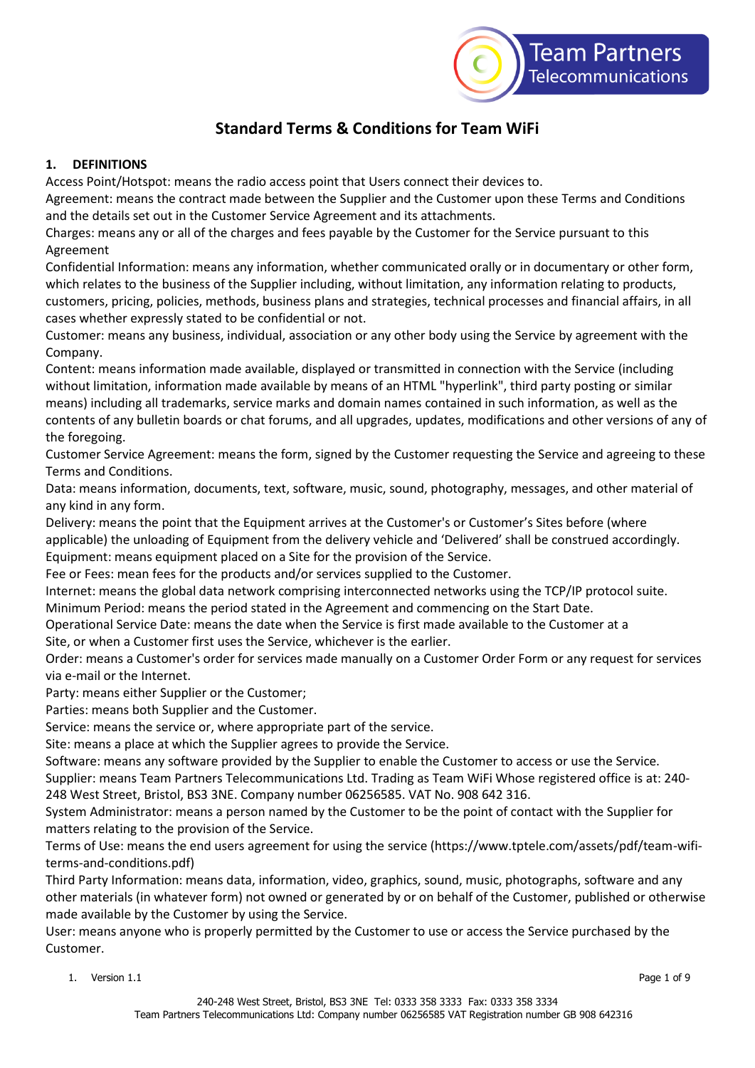# Standard Terms & Conditions for Team WiFi

## 1. DEFINITIONS

Access Point/Hotspot: means the radio access point that Users connect their devices to.
Agreement: means the contract made between the Supplier and the Customer upon these Terms and Conditions and the details set out in the Customer Service Agreement and its attachments.
Charges: means any or all of the charges and fees payable by the Customer for the Service pursuant to this Agreement
Confidential Information: means any information, whether communicated orally or in documentary or other form, which relates to the business of the Supplier including, without limitation, any information relating to products, customers, pricing, policies, methods, business plans and strategies, technical processes and financial affairs, in all cases whether expressly stated to be confidential or not.
Customer: means any business, individual, association or any other body using the Service by agreement with the Company.
Content: means information made available, displayed or transmitted in connection with the Service (including without limitation, information made available by means of an HTML "hyperlink", third party posting or similar means) including all trademarks, service marks and domain names contained in such information, as well as the contents of any bulletin boards or chat forums, and all upgrades, updates, modifications and other versions of any of the foregoing.
Customer Service Agreement: means the form, signed by the Customer requesting the Service and agreeing to these Terms and Conditions.
Data: means information, documents, text, software, music, sound, photography, messages, and other material of any kind in any form.
Delivery: means the point that the Equipment arrives at the Customer's or Customer's Sites before (where applicable) the unloading of Equipment from the delivery vehicle and 'Delivered' shall be construed accordingly.
Equipment: means equipment placed on a Site for the provision of the Service.
Fee or Fees: mean fees for the products and/or services supplied to the Customer.
Internet: means the global data network comprising interconnected networks using the TCP/IP protocol suite.
Minimum Period: means the period stated in the Agreement and commencing on the Start Date.
Operational Service Date: means the date when the Service is first made available to the Customer at a Site, or when a Customer first uses the Service, whichever is the earlier.
Order: means a Customer's order for services made manually on a Customer Order Form or any request for services via e-mail or the Internet.
Party: means either Supplier or the Customer;
Parties: means both Supplier and the Customer.
Service: means the service or, where appropriate part of the service.
Site: means a place at which the Supplier agrees to provide the Service.
Software: means any software provided by the Supplier to enable the Customer to access or use the Service.
Supplier: means Team Partners Telecommunications Ltd. Trading as Team WiFi Whose registered office is at: 240-248 West Street, Bristol, BS3 3NE. Company number 06256585. VAT No. 908 642 316.
System Administrator: means a person named by the Customer to be the point of contact with the Supplier for matters relating to the provision of the Service.
Terms of Use: means the end users agreement for using the service (https://www.tptele.com/assets/pdf/team-wifi-terms-and-conditions.pdf)
Third Party Information: means data, information, video, graphics, sound, music, photographs, software and any other materials (in whatever form) not owned or generated by or on behalf of the Customer, published or otherwise made available by the Customer by using the Service.
User: means anyone who is properly permitted by the Customer to use or access the Service purchased by the Customer.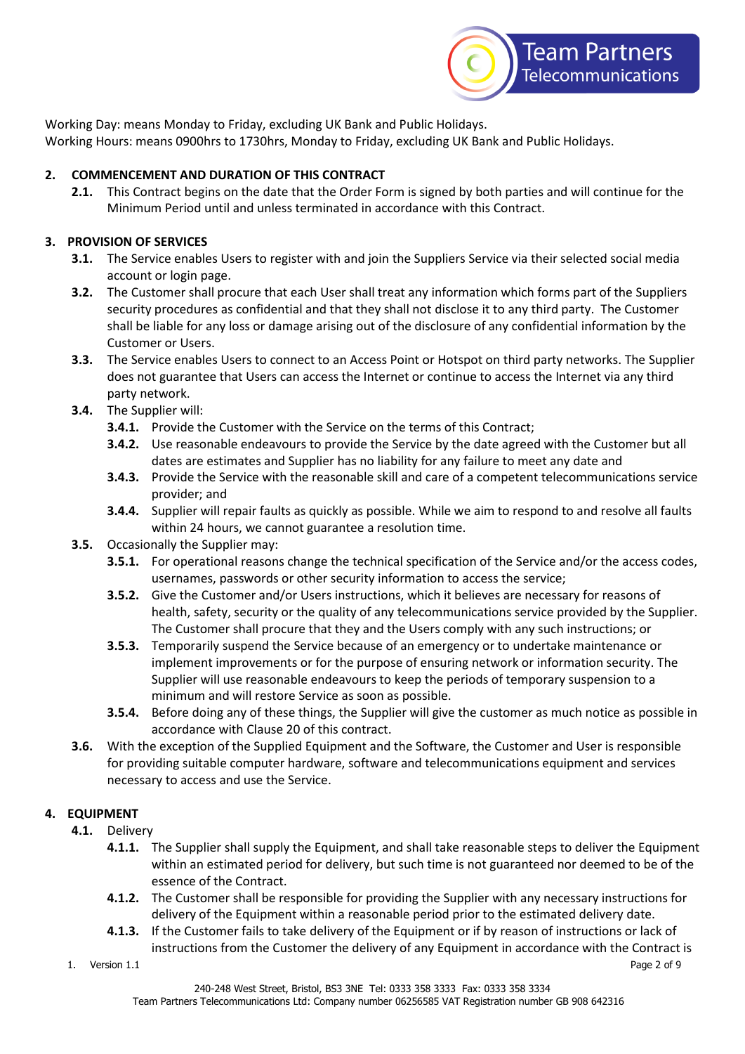Working Day: means Monday to Friday, excluding UK Bank and Public Holidays.
Working Hours: means 0900hrs to 1730hrs, Monday to Friday, excluding UK Bank and Public Holidays.

## 2. COMMENCEMENT AND DURATION OF THIS CONTRACT

**2.1.** This Contract begins on the date that the Order Form is signed by both parties and will continue for the Minimum Period until and unless terminated in accordance with this Contract.

## 3. PROVISION OF SERVICES

**3.1.** The Service enables Users to register with and join the Suppliers Service via their selected social media account or login page.

**3.2.** The Customer shall procure that each User shall treat any information which forms part of the Suppliers security procedures as confidential and that they shall not disclose it to any third party. The Customer shall be liable for any loss or damage arising out of the disclosure of any confidential information by the Customer or Users.

**3.3.** The Service enables Users to connect to an Access Point or Hotspot on third party networks. The Supplier does not guarantee that Users can access the Internet or continue to access the Internet via any third party network.

**3.4.** The Supplier will:

- **3.4.1.** Provide the Customer with the Service on the terms of this Contract;
- **3.4.2.** Use reasonable endeavours to provide the Service by the date agreed with the Customer but all dates are estimates and Supplier has no liability for any failure to meet any date and
- **3.4.3.** Provide the Service with the reasonable skill and care of a competent telecommunications service provider; and
- **3.4.4.** Supplier will repair faults as quickly as possible. While we aim to respond to and resolve all faults within 24 hours, we cannot guarantee a resolution time.

**3.5.** Occasionally the Supplier may:

- **3.5.1.** For operational reasons change the technical specification of the Service and/or the access codes, usernames, passwords or other security information to access the service;
- **3.5.2.** Give the Customer and/or Users instructions, which it believes are necessary for reasons of health, safety, security or the quality of any telecommunications service provided by the Supplier. The Customer shall procure that they and the Users comply with any such instructions; or
- **3.5.3.** Temporarily suspend the Service because of an emergency or to undertake maintenance or implement improvements or for the purpose of ensuring network or information security. The Supplier will use reasonable endeavours to keep the periods of temporary suspension to a minimum and will restore Service as soon as possible.
- **3.5.4.** Before doing any of these things, the Supplier will give the customer as much notice as possible in accordance with Clause 20 of this contract.

**3.6.** With the exception of the Supplied Equipment and the Software, the Customer and User is responsible for providing suitable computer hardware, software and telecommunications equipment and services necessary to access and use the Service.

## 4. EQUIPMENT

**4.1.** Delivery

- **4.1.1.** The Supplier shall supply the Equipment, and shall take reasonable steps to deliver the Equipment within an estimated period for delivery, but such time is not guaranteed nor deemed to be of the essence of the Contract.
- **4.1.2.** The Customer shall be responsible for providing the Supplier with any necessary instructions for delivery of the Equipment within a reasonable period prior to the estimated delivery date.
- **4.1.3.** If the Customer fails to take delivery of the Equipment or if by reason of instructions or lack of instructions from the Customer the delivery of any Equipment in accordance with the Contract is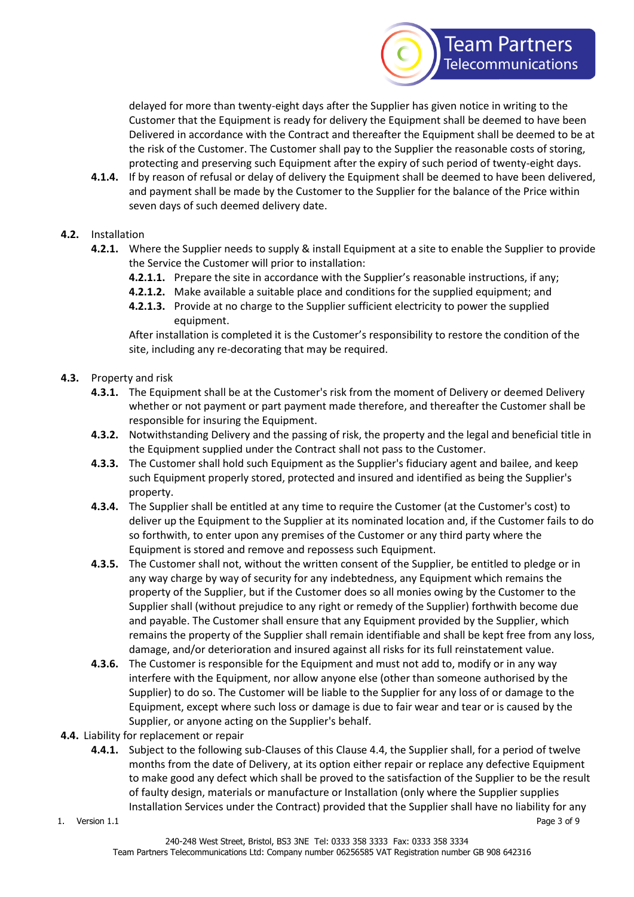delayed for more than twenty-eight days after the Supplier has given notice in writing to the Customer that the Equipment is ready for delivery the Equipment shall be deemed to have been Delivered in accordance with the Contract and thereafter the Equipment shall be deemed to be at the risk of the Customer. The Customer shall pay to the Supplier the reasonable costs of storing, protecting and preserving such Equipment after the expiry of such period of twenty-eight days.

**4.1.4.** If by reason of refusal or delay of delivery the Equipment shall be deemed to have been delivered, and payment shall be made by the Customer to the Supplier for the balance of the Price within seven days of such deemed delivery date.

**4.2.** Installation

**4.2.1.** Where the Supplier needs to supply & install Equipment at a site to enable the Supplier to provide the Service the Customer will prior to installation:

**4.2.1.1.** Prepare the site in accordance with the Supplier's reasonable instructions, if any;

**4.2.1.2.** Make available a suitable place and conditions for the supplied equipment; and

**4.2.1.3.** Provide at no charge to the Supplier sufficient electricity to power the supplied equipment.

After installation is completed it is the Customer's responsibility to restore the condition of the site, including any re-decorating that may be required.

**4.3.** Property and risk

**4.3.1.** The Equipment shall be at the Customer's risk from the moment of Delivery or deemed Delivery whether or not payment or part payment made therefore, and thereafter the Customer shall be responsible for insuring the Equipment.

**4.3.2.** Notwithstanding Delivery and the passing of risk, the property and the legal and beneficial title in the Equipment supplied under the Contract shall not pass to the Customer.

**4.3.3.** The Customer shall hold such Equipment as the Supplier's fiduciary agent and bailee, and keep such Equipment properly stored, protected and insured and identified as being the Supplier's property.

**4.3.4.** The Supplier shall be entitled at any time to require the Customer (at the Customer's cost) to deliver up the Equipment to the Supplier at its nominated location and, if the Customer fails to do so forthwith, to enter upon any premises of the Customer or any third party where the Equipment is stored and remove and repossess such Equipment.

**4.3.5.** The Customer shall not, without the written consent of the Supplier, be entitled to pledge or in any way charge by way of security for any indebtedness, any Equipment which remains the property of the Supplier, but if the Customer does so all monies owing by the Customer to the Supplier shall (without prejudice to any right or remedy of the Supplier) forthwith become due and payable. The Customer shall ensure that any Equipment provided by the Supplier, which remains the property of the Supplier shall remain identifiable and shall be kept free from any loss, damage, and/or deterioration and insured against all risks for its full reinstatement value.

**4.3.6.** The Customer is responsible for the Equipment and must not add to, modify or in any way interfere with the Equipment, nor allow anyone else (other than someone authorised by the Supplier) to do so. The Customer will be liable to the Supplier for any loss of or damage to the Equipment, except where such loss or damage is due to fair wear and tear or is caused by the Supplier, or anyone acting on the Supplier's behalf.

**4.4.** Liability for replacement or repair

**4.4.1.** Subject to the following sub-Clauses of this Clause 4.4, the Supplier shall, for a period of twelve months from the date of Delivery, at its option either repair or replace any defective Equipment to make good any defect which shall be proved to the satisfaction of the Supplier to be the result of faulty design, materials or manufacture or Installation (only where the Supplier supplies Installation Services under the Contract) provided that the Supplier shall have no liability for any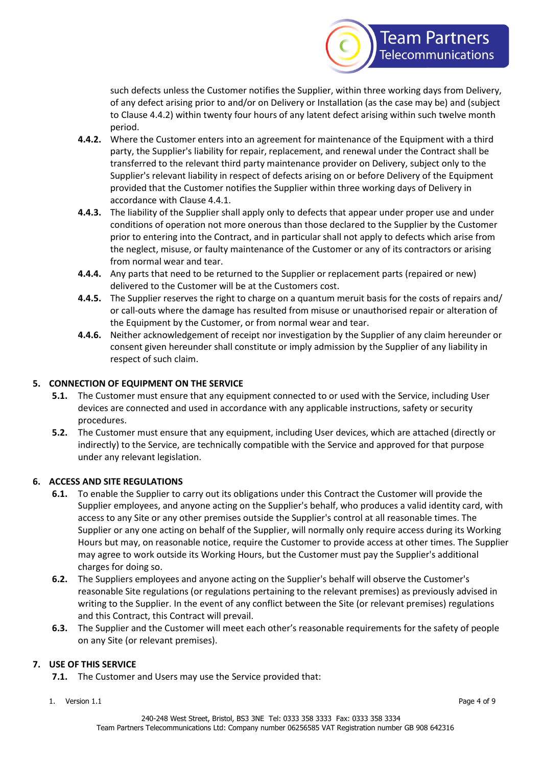such defects unless the Customer notifies the Supplier, within three working days from Delivery, of any defect arising prior to and/or on Delivery or Installation (as the case may be) and (subject to Clause 4.4.2) within twenty four hours of any latent defect arising within such twelve month period.

**4.4.2.** Where the Customer enters into an agreement for maintenance of the Equipment with a third party, the Supplier's liability for repair, replacement, and renewal under the Contract shall be transferred to the relevant third party maintenance provider on Delivery, subject only to the Supplier's relevant liability in respect of defects arising on or before Delivery of the Equipment provided that the Customer notifies the Supplier within three working days of Delivery in accordance with Clause 4.4.1.

**4.4.3.** The liability of the Supplier shall apply only to defects that appear under proper use and under conditions of operation not more onerous than those declared to the Supplier by the Customer prior to entering into the Contract, and in particular shall not apply to defects which arise from the neglect, misuse, or faulty maintenance of the Customer or any of its contractors or arising from normal wear and tear.

**4.4.4.** Any parts that need to be returned to the Supplier or replacement parts (repaired or new) delivered to the Customer will be at the Customers cost.

**4.4.5.** The Supplier reserves the right to charge on a quantum meruit basis for the costs of repairs and/ or call-outs where the damage has resulted from misuse or unauthorised repair or alteration of the Equipment by the Customer, or from normal wear and tear.

**4.4.6.** Neither acknowledgement of receipt nor investigation by the Supplier of any claim hereunder or consent given hereunder shall constitute or imply admission by the Supplier of any liability in respect of such claim.

## 5. CONNECTION OF EQUIPMENT ON THE SERVICE

**5.1.** The Customer must ensure that any equipment connected to or used with the Service, including User devices are connected and used in accordance with any applicable instructions, safety or security procedures.

**5.2.** The Customer must ensure that any equipment, including User devices, which are attached (directly or indirectly) to the Service, are technically compatible with the Service and approved for that purpose under any relevant legislation.

## 6. ACCESS AND SITE REGULATIONS

**6.1.** To enable the Supplier to carry out its obligations under this Contract the Customer will provide the Supplier employees, and anyone acting on the Supplier's behalf, who produces a valid identity card, with access to any Site or any other premises outside the Supplier's control at all reasonable times. The Supplier or any one acting on behalf of the Supplier, will normally only require access during its Working Hours but may, on reasonable notice, require the Customer to provide access at other times. The Supplier may agree to work outside its Working Hours, but the Customer must pay the Supplier's additional charges for doing so.

**6.2.** The Suppliers employees and anyone acting on the Supplier's behalf will observe the Customer's reasonable Site regulations (or regulations pertaining to the relevant premises) as previously advised in writing to the Supplier. In the event of any conflict between the Site (or relevant premises) regulations and this Contract, this Contract will prevail.

**6.3.** The Supplier and the Customer will meet each other's reasonable requirements for the safety of people on any Site (or relevant premises).

## 7. USE OF THIS SERVICE

**7.1.** The Customer and Users may use the Service provided that: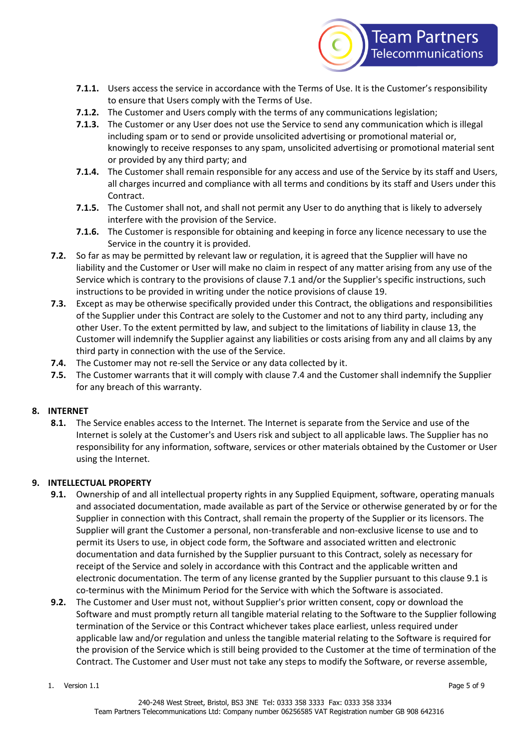**7.1.1.** Users access the service in accordance with the Terms of Use. It is the Customer's responsibility to ensure that Users comply with the Terms of Use.

**7.1.2.** The Customer and Users comply with the terms of any communications legislation;

**7.1.3.** The Customer or any User does not use the Service to send any communication which is illegal including spam or to send or provide unsolicited advertising or promotional material or, knowingly to receive responses to any spam, unsolicited advertising or promotional material sent or provided by any third party; and

**7.1.4.** The Customer shall remain responsible for any access and use of the Service by its staff and Users, all charges incurred and compliance with all terms and conditions by its staff and Users under this Contract.

**7.1.5.** The Customer shall not, and shall not permit any User to do anything that is likely to adversely interfere with the provision of the Service.

**7.1.6.** The Customer is responsible for obtaining and keeping in force any licence necessary to use the Service in the country it is provided.

**7.2.** So far as may be permitted by relevant law or regulation, it is agreed that the Supplier will have no liability and the Customer or User will make no claim in respect of any matter arising from any use of the Service which is contrary to the provisions of clause 7.1 and/or the Supplier's specific instructions, such instructions to be provided in writing under the notice provisions of clause 19.

**7.3.** Except as may be otherwise specifically provided under this Contract, the obligations and responsibilities of the Supplier under this Contract are solely to the Customer and not to any third party, including any other User. To the extent permitted by law, and subject to the limitations of liability in clause 13, the Customer will indemnify the Supplier against any liabilities or costs arising from any and all claims by any third party in connection with the use of the Service.

**7.4.** The Customer may not re-sell the Service or any data collected by it.

**7.5.** The Customer warrants that it will comply with clause 7.4 and the Customer shall indemnify the Supplier for any breach of this warranty.

## 8. INTERNET

**8.1.** The Service enables access to the Internet. The Internet is separate from the Service and use of the Internet is solely at the Customer's and Users risk and subject to all applicable laws. The Supplier has no responsibility for any information, software, services or other materials obtained by the Customer or User using the Internet.

## 9. INTELLECTUAL PROPERTY

**9.1.** Ownership of and all intellectual property rights in any Supplied Equipment, software, operating manuals and associated documentation, made available as part of the Service or otherwise generated by or for the Supplier in connection with this Contract, shall remain the property of the Supplier or its licensors. The Supplier will grant the Customer a personal, non-transferable and non-exclusive license to use and to permit its Users to use, in object code form, the Software and associated written and electronic documentation and data furnished by the Supplier pursuant to this Contract, solely as necessary for receipt of the Service and solely in accordance with this Contract and the applicable written and electronic documentation. The term of any license granted by the Supplier pursuant to this clause 9.1 is co-terminus with the Minimum Period for the Service with which the Software is associated.

**9.2.** The Customer and User must not, without Supplier's prior written consent, copy or download the Software and must promptly return all tangible material relating to the Software to the Supplier following termination of the Service or this Contract whichever takes place earliest, unless required under applicable law and/or regulation and unless the tangible material relating to the Software is required for the provision of the Service which is still being provided to the Customer at the time of termination of the Contract. The Customer and User must not take any steps to modify the Software, or reverse assemble,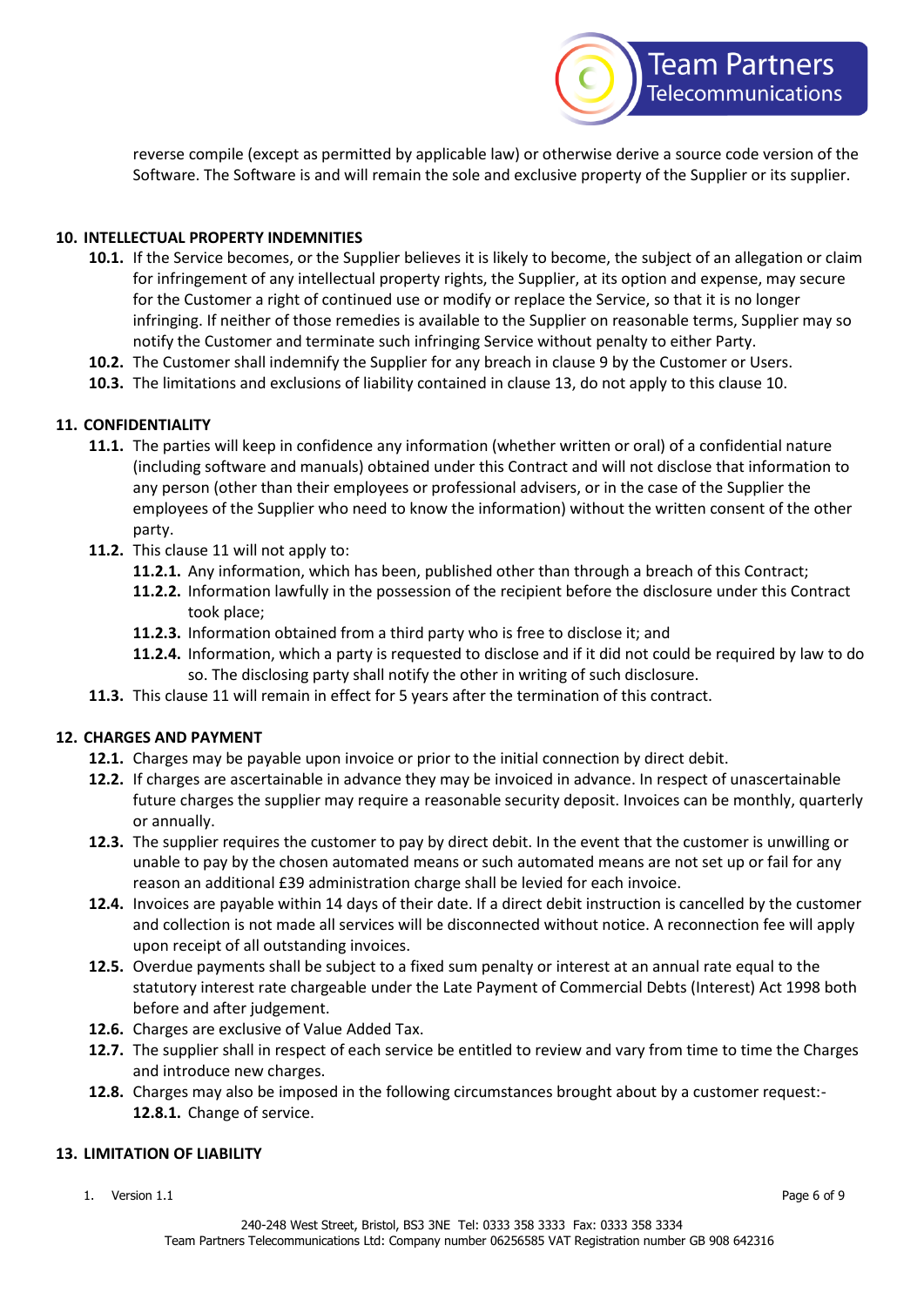reverse compile (except as permitted by applicable law) or otherwise derive a source code version of the Software. The Software is and will remain the sole and exclusive property of the Supplier or its supplier.

## 10. INTELLECTUAL PROPERTY INDEMNITIES

**10.1.** If the Service becomes, or the Supplier believes it is likely to become, the subject of an allegation or claim for infringement of any intellectual property rights, the Supplier, at its option and expense, may secure for the Customer a right of continued use or modify or replace the Service, so that it is no longer infringing. If neither of those remedies is available to the Supplier on reasonable terms, Supplier may so notify the Customer and terminate such infringing Service without penalty to either Party.

**10.2.** The Customer shall indemnify the Supplier for any breach in clause 9 by the Customer or Users.

**10.3.** The limitations and exclusions of liability contained in clause 13, do not apply to this clause 10.

## 11. CONFIDENTIALITY

**11.1.** The parties will keep in confidence any information (whether written or oral) of a confidential nature (including software and manuals) obtained under this Contract and will not disclose that information to any person (other than their employees or professional advisers, or in the case of the Supplier the employees of the Supplier who need to know the information) without the written consent of the other party.

**11.2.** This clause 11 will not apply to:

- **11.2.1.** Any information, which has been, published other than through a breach of this Contract;
- **11.2.2.** Information lawfully in the possession of the recipient before the disclosure under this Contract took place;
- **11.2.3.** Information obtained from a third party who is free to disclose it; and
- **11.2.4.** Information, which a party is requested to disclose and if it did not could be required by law to do so. The disclosing party shall notify the other in writing of such disclosure.

**11.3.** This clause 11 will remain in effect for 5 years after the termination of this contract.

## 12. CHARGES AND PAYMENT

**12.1.** Charges may be payable upon invoice or prior to the initial connection by direct debit.

**12.2.** If charges are ascertainable in advance they may be invoiced in advance. In respect of unascertainable future charges the supplier may require a reasonable security deposit. Invoices can be monthly, quarterly or annually.

**12.3.** The supplier requires the customer to pay by direct debit. In the event that the customer is unwilling or unable to pay by the chosen automated means or such automated means are not set up or fail for any reason an additional £39 administration charge shall be levied for each invoice.

**12.4.** Invoices are payable within 14 days of their date. If a direct debit instruction is cancelled by the customer and collection is not made all services will be disconnected without notice. A reconnection fee will apply upon receipt of all outstanding invoices.

**12.5.** Overdue payments shall be subject to a fixed sum penalty or interest at an annual rate equal to the statutory interest rate chargeable under the Late Payment of Commercial Debts (Interest) Act 1998 both before and after judgement.

**12.6.** Charges are exclusive of Value Added Tax.

**12.7.** The supplier shall in respect of each service be entitled to review and vary from time to time the Charges and introduce new charges.

**12.8.** Charges may also be imposed in the following circumstances brought about by a customer request:-

- **12.8.1.** Change of service.

## 13. LIMITATION OF LIABILITY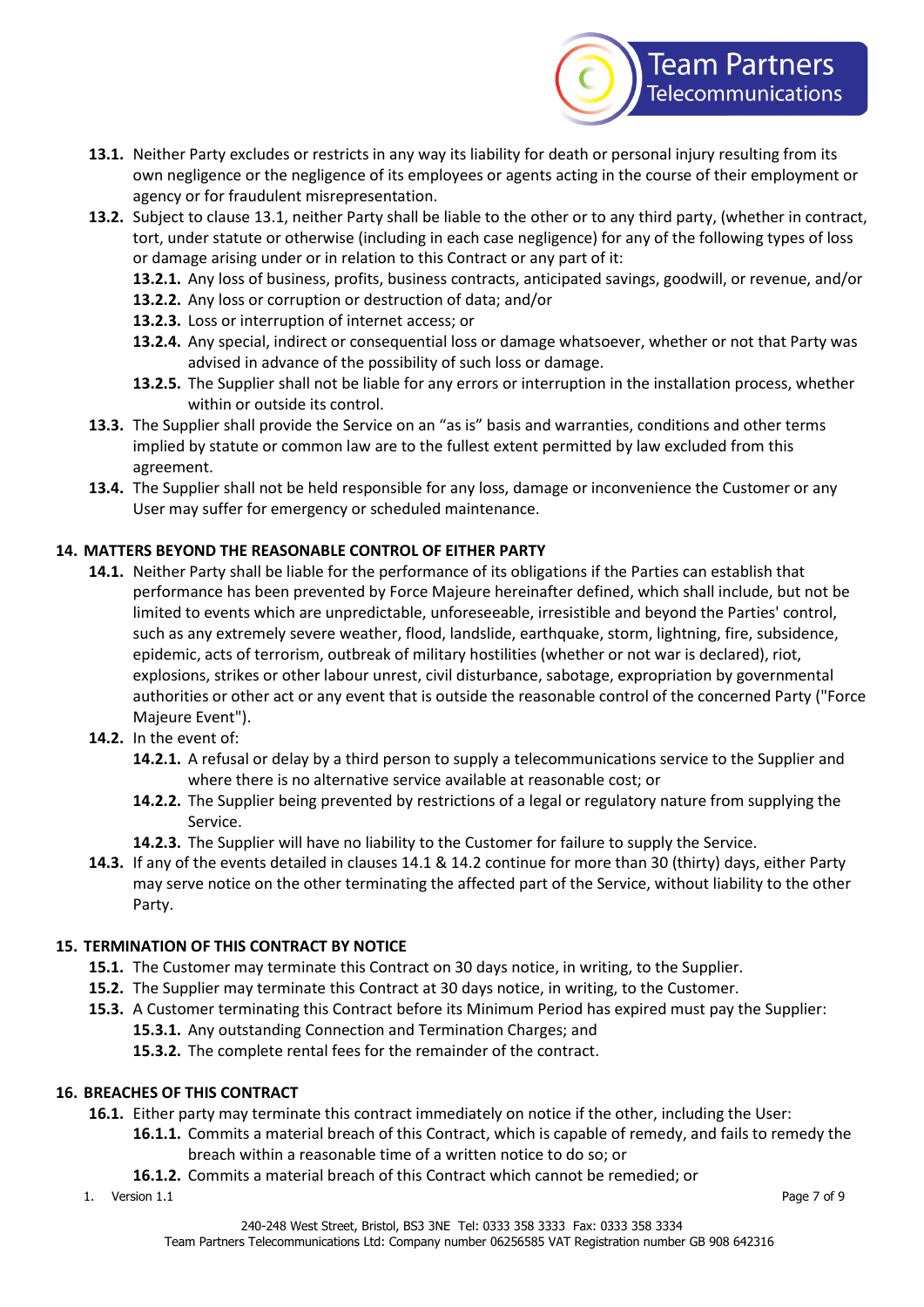**13.1.** Neither Party excludes or restricts in any way its liability for death or personal injury resulting from its own negligence or the negligence of its employees or agents acting in the course of their employment or agency or for fraudulent misrepresentation.

**13.2.** Subject to clause 13.1, neither Party shall be liable to the other or to any third party, (whether in contract, tort, under statute or otherwise (including in each case negligence) for any of the following types of loss or damage arising under or in relation to this Contract or any part of it:

- **13.2.1.** Any loss of business, profits, business contracts, anticipated savings, goodwill, or revenue, and/or
- **13.2.2.** Any loss or corruption or destruction of data; and/or
- **13.2.3.** Loss or interruption of internet access; or
- **13.2.4.** Any special, indirect or consequential loss or damage whatsoever, whether or not that Party was advised in advance of the possibility of such loss or damage.
- **13.2.5.** The Supplier shall not be liable for any errors or interruption in the installation process, whether within or outside its control.

**13.3.** The Supplier shall provide the Service on an "as is" basis and warranties, conditions and other terms implied by statute or common law are to the fullest extent permitted by law excluded from this agreement.

**13.4.** The Supplier shall not be held responsible for any loss, damage or inconvenience the Customer or any User may suffer for emergency or scheduled maintenance.

## 14. MATTERS BEYOND THE REASONABLE CONTROL OF EITHER PARTY

**14.1.** Neither Party shall be liable for the performance of its obligations if the Parties can establish that performance has been prevented by Force Majeure hereinafter defined, which shall include, but not be limited to events which are unpredictable, unforeseeable, irresistible and beyond the Parties' control, such as any extremely severe weather, flood, landslide, earthquake, storm, lightning, fire, subsidence, epidemic, acts of terrorism, outbreak of military hostilities (whether or not war is declared), riot, explosions, strikes or other labour unrest, civil disturbance, sabotage, expropriation by governmental authorities or other act or any event that is outside the reasonable control of the concerned Party ("Force Majeure Event").

**14.2.** In the event of:

- **14.2.1.** A refusal or delay by a third person to supply a telecommunications service to the Supplier and where there is no alternative service available at reasonable cost; or
- **14.2.2.** The Supplier being prevented by restrictions of a legal or regulatory nature from supplying the Service.
- **14.2.3.** The Supplier will have no liability to the Customer for failure to supply the Service.

**14.3.** If any of the events detailed in clauses 14.1 & 14.2 continue for more than 30 (thirty) days, either Party may serve notice on the other terminating the affected part of the Service, without liability to the other Party.

## 15. TERMINATION OF THIS CONTRACT BY NOTICE

**15.1.** The Customer may terminate this Contract on 30 days notice, in writing, to the Supplier.

**15.2.** The Supplier may terminate this Contract at 30 days notice, in writing, to the Customer.

**15.3.** A Customer terminating this Contract before its Minimum Period has expired must pay the Supplier:

- **15.3.1.** Any outstanding Connection and Termination Charges; and
- **15.3.2.** The complete rental fees for the remainder of the contract.

## 16. BREACHES OF THIS CONTRACT

**16.1.** Either party may terminate this contract immediately on notice if the other, including the User:

- **16.1.1.** Commits a material breach of this Contract, which is capable of remedy, and fails to remedy the breach within a reasonable time of a written notice to do so; or
- **16.1.2.** Commits a material breach of this Contract which cannot be remedied; or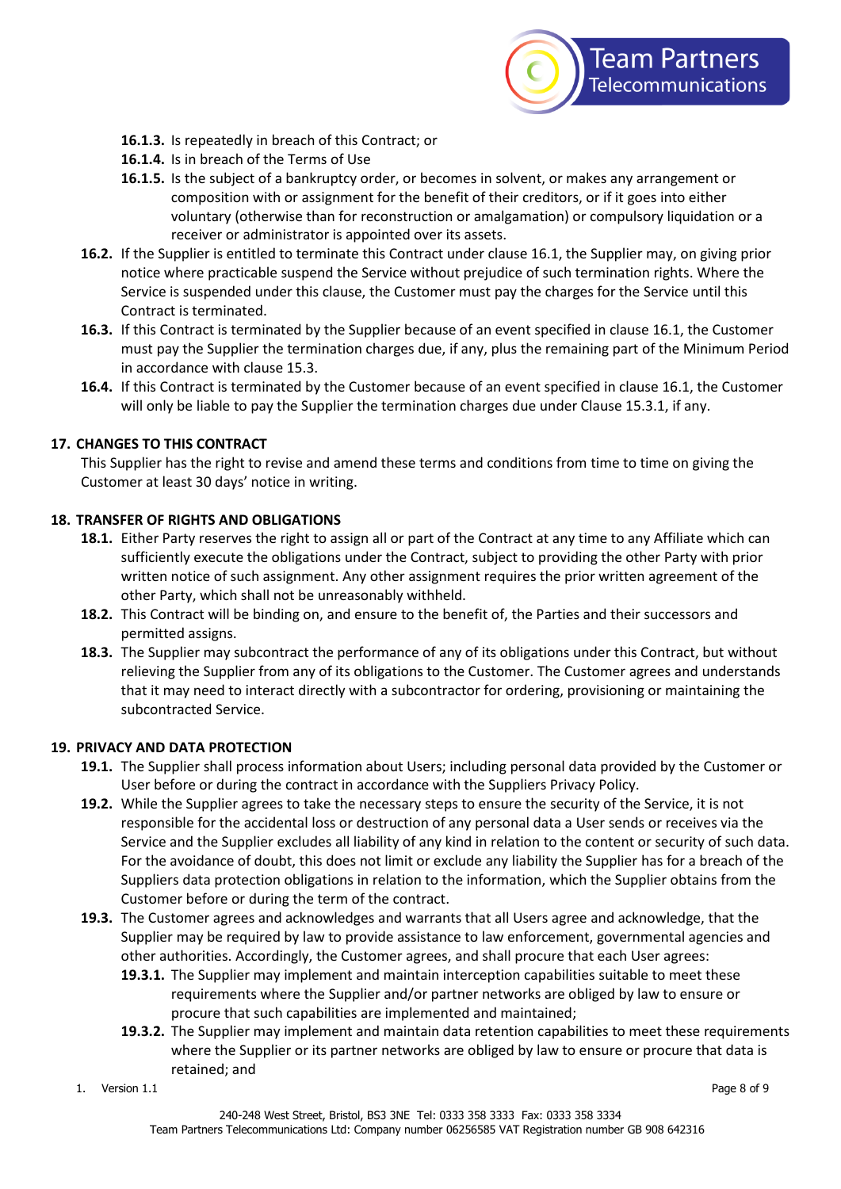**16.1.3.** Is repeatedly in breach of this Contract; or

**16.1.4.** Is in breach of the Terms of Use

**16.1.5.** Is the subject of a bankruptcy order, or becomes in solvent, or makes any arrangement or composition with or assignment for the benefit of their creditors, or if it goes into either voluntary (otherwise than for reconstruction or amalgamation) or compulsory liquidation or a receiver or administrator is appointed over its assets.

**16.2.** If the Supplier is entitled to terminate this Contract under clause 16.1, the Supplier may, on giving prior notice where practicable suspend the Service without prejudice of such termination rights. Where the Service is suspended under this clause, the Customer must pay the charges for the Service until this Contract is terminated.

**16.3.** If this Contract is terminated by the Supplier because of an event specified in clause 16.1, the Customer must pay the Supplier the termination charges due, if any, plus the remaining part of the Minimum Period in accordance with clause 15.3.

**16.4.** If this Contract is terminated by the Customer because of an event specified in clause 16.1, the Customer will only be liable to pay the Supplier the termination charges due under Clause 15.3.1, if any.

## 17. CHANGES TO THIS CONTRACT

This Supplier has the right to revise and amend these terms and conditions from time to time on giving the Customer at least 30 days' notice in writing.

## 18. TRANSFER OF RIGHTS AND OBLIGATIONS

**18.1.** Either Party reserves the right to assign all or part of the Contract at any time to any Affiliate which can sufficiently execute the obligations under the Contract, subject to providing the other Party with prior written notice of such assignment. Any other assignment requires the prior written agreement of the other Party, which shall not be unreasonably withheld.

**18.2.** This Contract will be binding on, and ensure to the benefit of, the Parties and their successors and permitted assigns.

**18.3.** The Supplier may subcontract the performance of any of its obligations under this Contract, but without relieving the Supplier from any of its obligations to the Customer. The Customer agrees and understands that it may need to interact directly with a subcontractor for ordering, provisioning or maintaining the subcontracted Service.

## 19. PRIVACY AND DATA PROTECTION

**19.1.** The Supplier shall process information about Users; including personal data provided by the Customer or User before or during the contract in accordance with the Suppliers Privacy Policy.

**19.2.** While the Supplier agrees to take the necessary steps to ensure the security of the Service, it is not responsible for the accidental loss or destruction of any personal data a User sends or receives via the Service and the Supplier excludes all liability of any kind in relation to the content or security of such data. For the avoidance of doubt, this does not limit or exclude any liability the Supplier has for a breach of the Suppliers data protection obligations in relation to the information, which the Supplier obtains from the Customer before or during the term of the contract.

**19.3.** The Customer agrees and acknowledges and warrants that all Users agree and acknowledge, that the Supplier may be required by law to provide assistance to law enforcement, governmental agencies and other authorities. Accordingly, the Customer agrees, and shall procure that each User agrees:

**19.3.1.** The Supplier may implement and maintain interception capabilities suitable to meet these requirements where the Supplier and/or partner networks are obliged by law to ensure or procure that such capabilities are implemented and maintained;

**19.3.2.** The Supplier may implement and maintain data retention capabilities to meet these requirements where the Supplier or its partner networks are obliged by law to ensure or procure that data is retained; and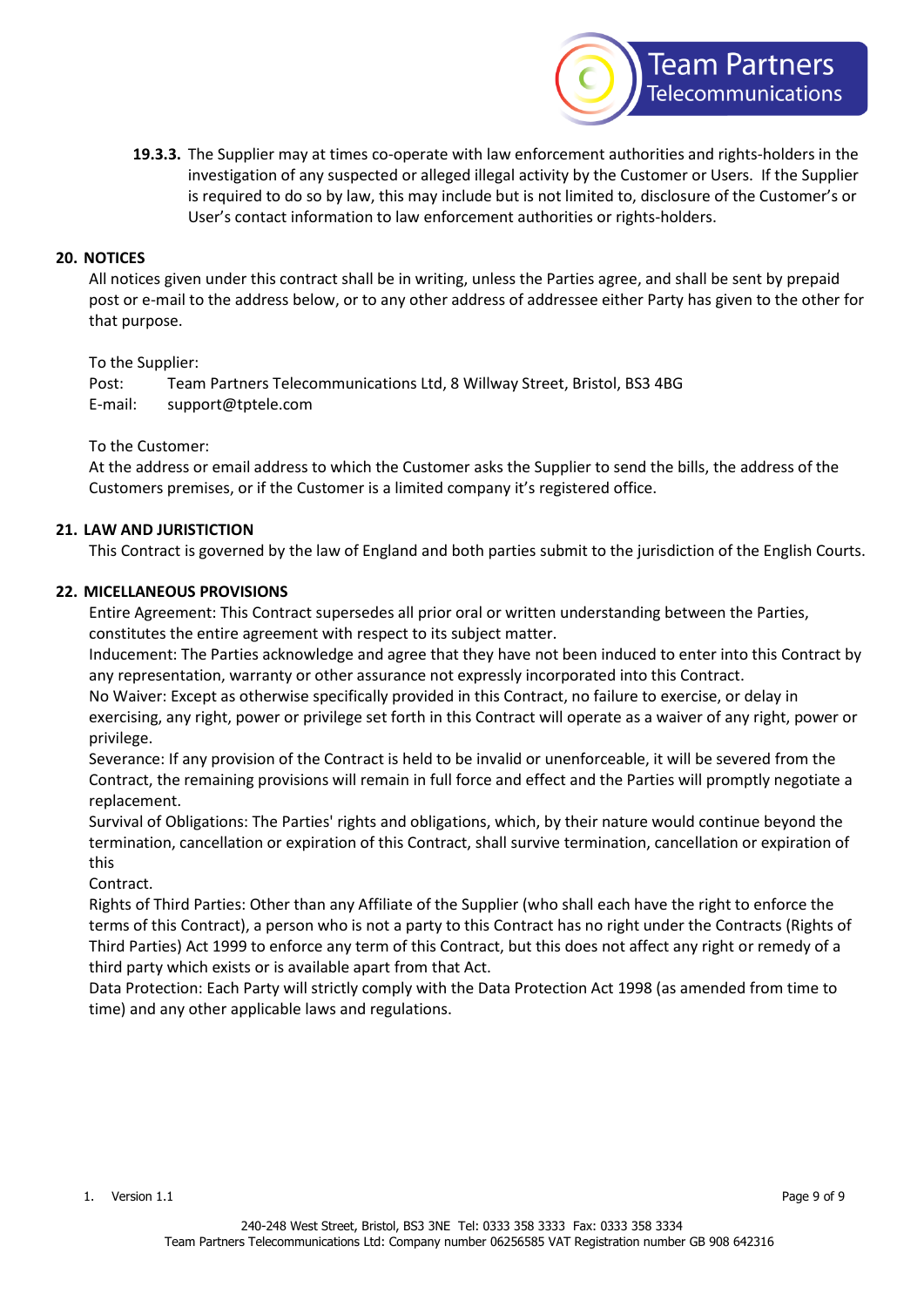**19.3.3.** The Supplier may at times co-operate with law enforcement authorities and rights-holders in the investigation of any suspected or alleged illegal activity by the Customer or Users. If the Supplier is required to do so by law, this may include but is not limited to, disclosure of the Customer's or User's contact information to law enforcement authorities or rights-holders.

## 20. NOTICES

All notices given under this contract shall be in writing, unless the Parties agree, and shall be sent by prepaid post or e-mail to the address below, or to any other address of addressee either Party has given to the other for that purpose.

To the Supplier:
Post: Team Partners Telecommunications Ltd, 8 Willway Street, Bristol, BS3 4BG
E-mail: support@tptele.com

To the Customer:
At the address or email address to which the Customer asks the Supplier to send the bills, the address of the Customers premises, or if the Customer is a limited company it's registered office.

## 21. LAW AND JURISTICTION

This Contract is governed by the law of England and both parties submit to the jurisdiction of the English Courts.

## 22. MICELLANEOUS PROVISIONS

Entire Agreement: This Contract supersedes all prior oral or written understanding between the Parties, constitutes the entire agreement with respect to its subject matter.
Inducement: The Parties acknowledge and agree that they have not been induced to enter into this Contract by any representation, warranty or other assurance not expressly incorporated into this Contract.
No Waiver: Except as otherwise specifically provided in this Contract, no failure to exercise, or delay in exercising, any right, power or privilege set forth in this Contract will operate as a waiver of any right, power or privilege.
Severance: If any provision of the Contract is held to be invalid or unenforceable, it will be severed from the Contract, the remaining provisions will remain in full force and effect and the Parties will promptly negotiate a replacement.
Survival of Obligations: The Parties' rights and obligations, which, by their nature would continue beyond the termination, cancellation or expiration of this Contract, shall survive termination, cancellation or expiration of this
Contract.
Rights of Third Parties: Other than any Affiliate of the Supplier (who shall each have the right to enforce the terms of this Contract), a person who is not a party to this Contract has no right under the Contracts (Rights of Third Parties) Act 1999 to enforce any term of this Contract, but this does not affect any right or remedy of a third party which exists or is available apart from that Act.
Data Protection: Each Party will strictly comply with the Data Protection Act 1998 (as amended from time to time) and any other applicable laws and regulations.